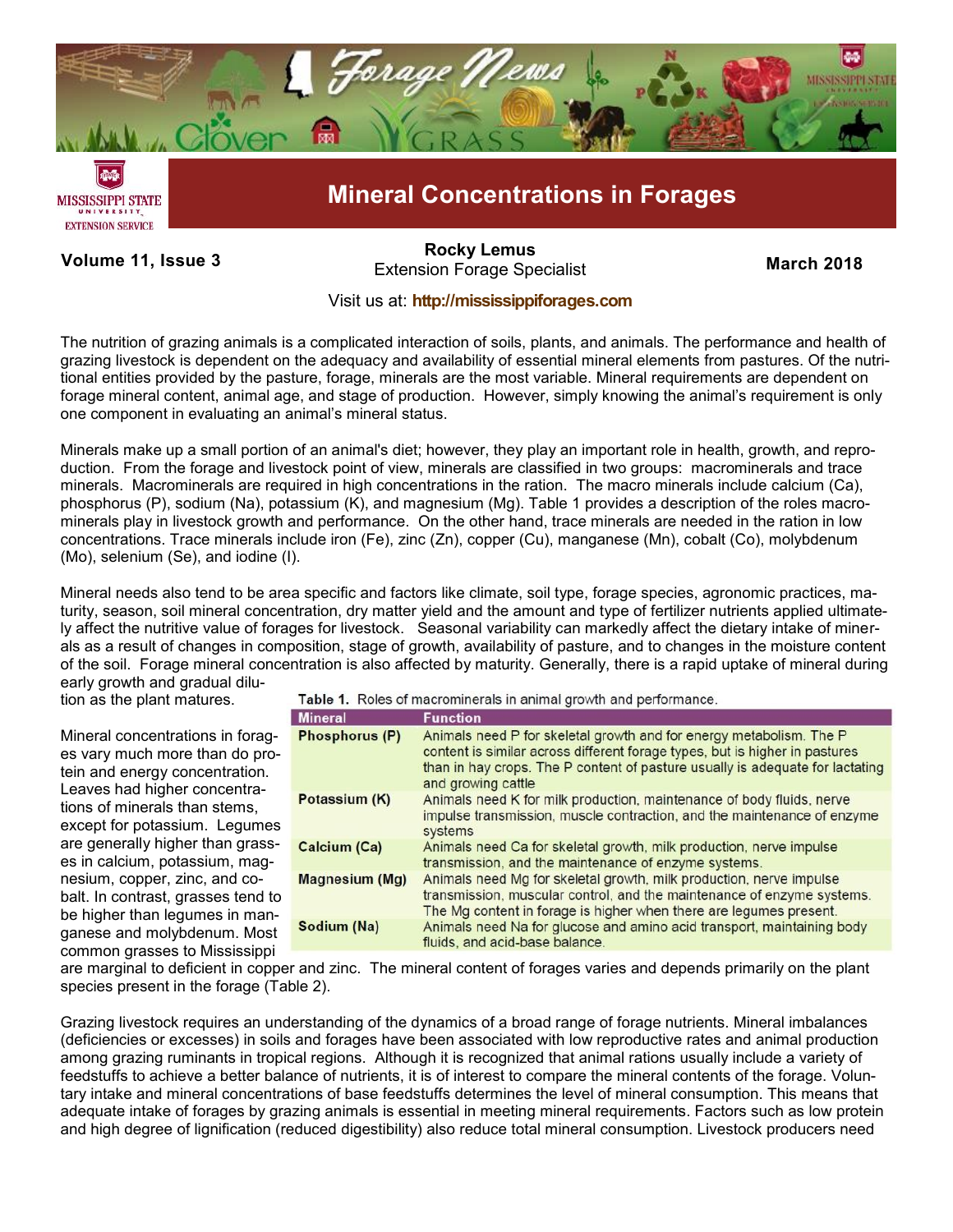# Mineral Concentrations in Forages

**Volume 11, Issue 3** | **Rocky Lemus** Extension Forage Specialist | **March 2018**

Visit us at: **http://mississippiforages.com**

The nutrition of grazing animals is a complicated interaction of soils, plants, and animals. The performance and health of grazing livestock is dependent on the adequacy and availability of essential mineral elements from pastures. Of the nutritional entities provided by the pasture, forage, minerals are the most variable. Mineral requirements are dependent on forage mineral content, animal age, and stage of production. However, simply knowing the animal's requirement is only one component in evaluating an animal's mineral status.

Minerals make up a small portion of an animal's diet; however, they play an important role in health, growth, and reproduction. From the forage and livestock point of view, minerals are classified in two groups: macrominerals and trace minerals. Macrominerals are required in high concentrations in the ration. The macro minerals include calcium (Ca), phosphorus (P), sodium (Na), potassium (K), and magnesium (Mg). Table 1 provides a description of the roles macrominerals play in livestock growth and performance. On the other hand, trace minerals are needed in the ration in low concentrations. Trace minerals include iron (Fe), zinc (Zn), copper (Cu), manganese (Mn), cobalt (Co), molybdenum (Mo), selenium (Se), and iodine (I).

Mineral needs also tend to be area specific and factors like climate, soil type, forage species, agronomic practices, maturity, season, soil mineral concentration, dry matter yield and the amount and type of fertilizer nutrients applied ultimately affect the nutritive value of forages for livestock. Seasonal variability can markedly affect the dietary intake of minerals as a result of changes in composition, stage of growth, availability of pasture, and to changes in the moisture content of the soil. Forage mineral concentration is also affected by maturity. Generally, there is a rapid uptake of mineral during early growth and gradual dilution as the plant matures.

Mineral concentrations in forages vary much more than do protein and energy concentration. Leaves had higher concentrations of minerals than stems, except for potassium. Legumes are generally higher than grasses in calcium, potassium, magnesium, copper, zinc, and cobalt. In contrast, grasses tend to be higher than legumes in manganese and molybdenum. Most common grasses to Mississippi are marginal to deficient in copper and zinc. The mineral content of forages varies and depends primarily on the plant species present in the forage (Table 2).

**Table 1.** Roles of macrominerals in animal growth and performance.

| Mineral | Function |
|---|---|
| Phosphorus (P) | Animals need P for skeletal growth and for energy metabolism. The P content is similar across different forage types, but is higher in pastures than in hay crops. The P content of pasture usually is adequate for lactating and growing cattle |
| Potassium (K) | Animals need K for milk production, maintenance of body fluids, nerve impulse transmission, muscle contraction, and the maintenance of enzyme systems |
| Calcium (Ca) | Animals need Ca for skeletal growth, milk production, nerve impulse transmission, and the maintenance of enzyme systems. |
| Magnesium (Mg) | Animals need Mg for skeletal growth, milk production, nerve impulse transmission, muscular control, and the maintenance of enzyme systems. The Mg content in forage is higher when there are legumes present. |
| Sodium (Na) | Animals need Na for glucose and amino acid transport, maintaining body fluids, and acid-base balance. |

Grazing livestock requires an understanding of the dynamics of a broad range of forage nutrients. Mineral imbalances (deficiencies or excesses) in soils and forages have been associated with low reproductive rates and animal production among grazing ruminants in tropical regions. Although it is recognized that animal rations usually include a variety of feedstuffs to achieve a better balance of nutrients, it is of interest to compare the mineral contents of the forage. Voluntary intake and mineral concentrations of base feedstuffs determines the level of mineral consumption. This means that adequate intake of forages by grazing animals is essential in meeting mineral requirements. Factors such as low protein and high degree of lignification (reduced digestibility) also reduce total mineral consumption. Livestock producers need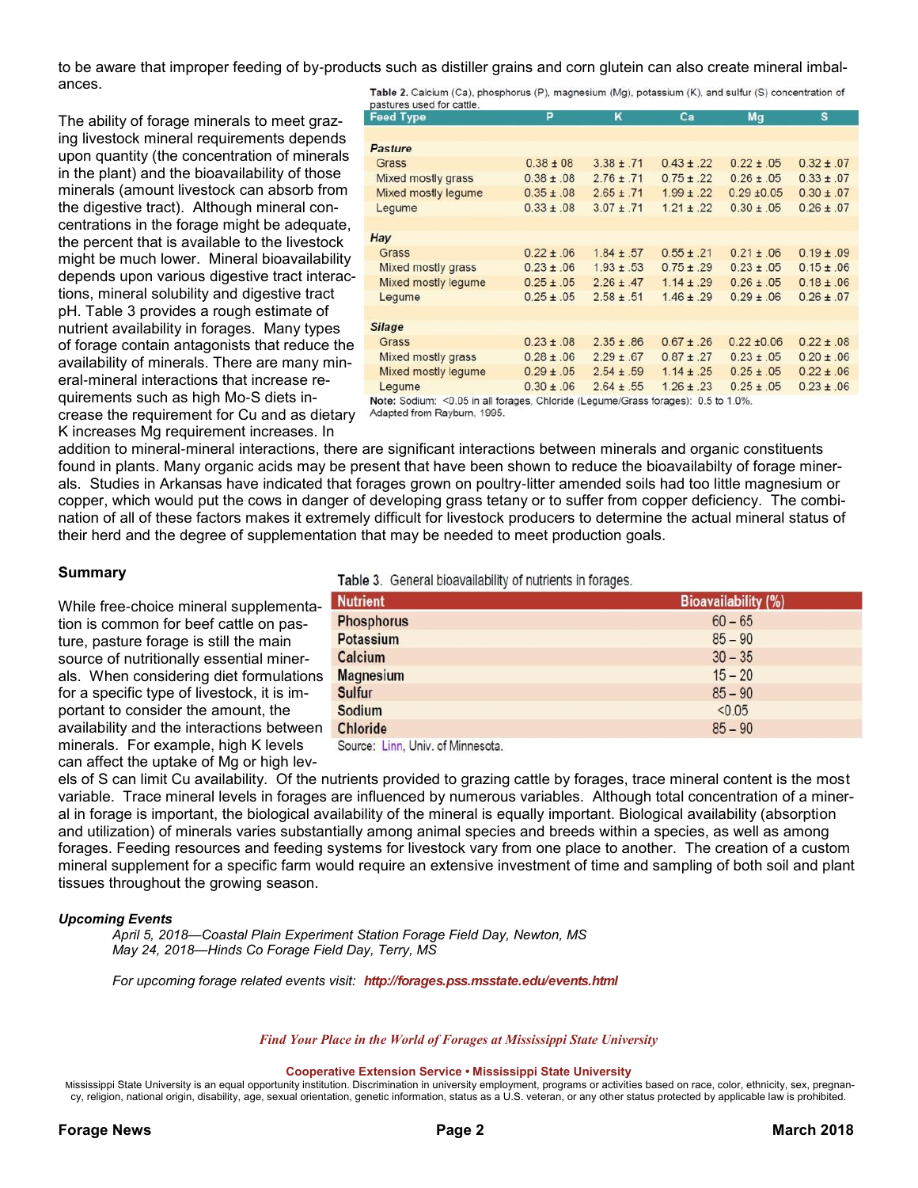to be aware that improper feeding of by-products such as distiller grains and corn glutein can also create mineral imbalances.

The ability of forage minerals to meet grazing livestock mineral requirements depends upon quantity (the concentration of minerals in the plant) and the bioavailability of those minerals (amount livestock can absorb from the digestive tract). Although mineral concentrations in the forage might be adequate, the percent that is available to the livestock might be much lower. Mineral bioavailability depends upon various digestive tract interactions, mineral solubility and digestive tract pH. Table 3 provides a rough estimate of nutrient availability in forages. Many types of forage contain antagonists that reduce the availability of minerals. There are many mineral-mineral interactions that increase requirements such as high Mo-S diets increase the requirement for Cu and as dietary K increases Mg requirement increases. In addition to mineral-mineral interactions, there are significant interactions between minerals and organic constituents found in plants. Many organic acids may be present that have been shown to reduce the bioavailabilty of forage minerals. Studies in Arkansas have indicated that forages grown on poultry-litter amended soils had too little magnesium or copper, which would put the cows in danger of developing grass tetany or to suffer from copper deficiency. The combination of all of these factors makes it extremely difficult for livestock producers to determine the actual mineral status of their herd and the degree of supplementation that may be needed to meet production goals.

**Table 2.** Calcium (Ca), phosphorus (P), magnesium (Mg), potassium (K), and sulfur (S) concentration of pastures used for cattle.

| Feed Type | P | K | Ca | Mg | S |
|---|---|---|---|---|---|
| ***Pasture*** | | | | | |
| Grass | 0.38 ± 08 | 3.38 ± .71 | 0.43 ± .22 | 0.22 ± .05 | 0.32 ± .07 |
| Mixed mostly grass | 0.38 ± .08 | 2.76 ± .71 | 0.75 ± .22 | 0.26 ± .05 | 0.33 ± .07 |
| Mixed mostly legume | 0.35 ± .08 | 2.65 ± .71 | 1.99 ± .22 | 0.29 ±0.05 | 0.30 ± .07 |
| Legume | 0.33 ± .08 | 3.07 ± .71 | 1.21 ± .22 | 0.30 ± .05 | 0.26 ± .07 |
| ***Hay*** | | | | | |
| Grass | 0.22 ± .06 | 1.84 ± .57 | 0.55 ± .21 | 0.21 ± .06 | 0.19 ± .09 |
| Mixed mostly grass | 0.23 ± .06 | 1.93 ± .53 | 0.75 ± .29 | 0.23 ± .05 | 0.15 ± .06 |
| Mixed mostly legume | 0.25 ± .05 | 2.26 ± .47 | 1.14 ± .29 | 0.26 ± .05 | 0.18 ± .06 |
| Legume | 0.25 ± .05 | 2.58 ± .51 | 1.46 ± .29 | 0.29 ± .06 | 0.26 ± .07 |
| ***Silage*** | | | | | |
| Grass | 0.23 ± .08 | 2.35 ± .86 | 0.67 ± .26 | 0.22 ±0.06 | 0.22 ± .08 |
| Mixed mostly grass | 0.28 ± .06 | 2.29 ± .67 | 0.87 ± .27 | 0.23 ± .05 | 0.20 ± .06 |
| Mixed mostly legume | 0.29 ± .05 | 2.54 ± .59 | 1.14 ± .25 | 0.25 ± .05 | 0.22 ± .06 |
| Legume | 0.30 ± .06 | 2.64 ± .55 | 1.26 ± .23 | 0.25 ± .05 | 0.23 ± .06 |

**Note:** Sodium: <0.05 in all forages. Chloride (Legume/Grass forages): 0.5 to 1.0%.
Adapted from Rayburn, 1995.

## Summary

While free-choice mineral supplementation is common for beef cattle on pasture, pasture forage is still the main source of nutritionally essential minerals. When considering diet formulations for a specific type of livestock, it is important to consider the amount, the availability and the interactions between minerals. For example, high K levels can affect the uptake of Mg or high levels of S can limit Cu availability. Of the nutrients provided to grazing cattle by forages, trace mineral content is the most variable. Trace mineral levels in forages are influenced by numerous variables. Although total concentration of a mineral in forage is important, the biological availability of the mineral is equally important. Biological availability (absorption and utilization) of minerals varies substantially among animal species and breeds within a species, as well as among forages. Feeding resources and feeding systems for livestock vary from one place to another. The creation of a custom mineral supplement for a specific farm would require an extensive investment of time and sampling of both soil and plant tissues throughout the growing season.

Table 3. General bioavailability of nutrients in forages.

| Nutrient | Bioavailability (%) |
|---|---|
| Phosphorus | 60 – 65 |
| Potassium | 85 – 90 |
| Calcium | 30 – 35 |
| Magnesium | 15 – 20 |
| Sulfur | 85 – 90 |
| Sodium | <0.05 |
| Chloride | 85 – 90 |

Source: Linn, Univ. of Minnesota.

***Upcoming Events***

*April 5, 2018—Coastal Plain Experiment Station Forage Field Day, Newton, MS*
*May 24, 2018—Hinds Co Forage Field Day, Terry, MS*

*For upcoming forage related events visit:* ***http://forages.pss.msstate.edu/events.html***

*Find Your Place in the World of Forages at Mississippi State University*

**Cooperative Extension Service • Mississippi State University**
Mississippi State University is an equal opportunity institution. Discrimination in university employment, programs or activities based on race, color, ethnicity, sex, pregnancy, religion, national origin, disability, age, sexual orientation, genetic information, status as a U.S. veteran, or any other status protected by applicable law is prohibited.